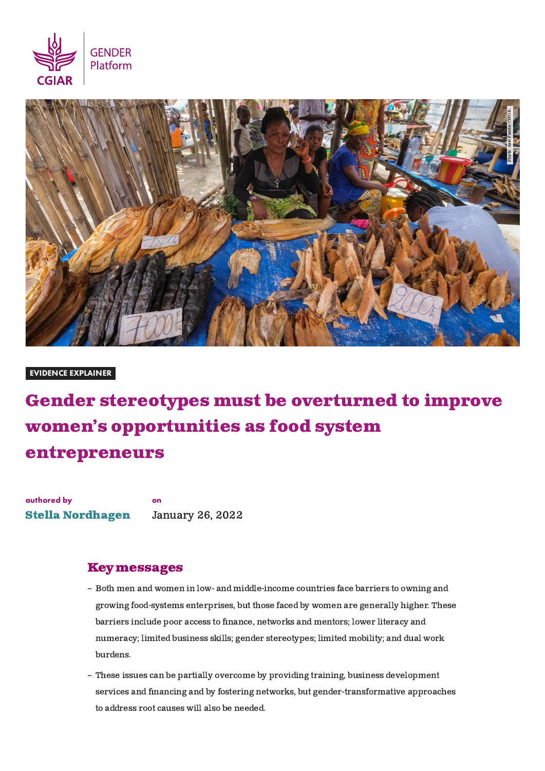CGIAR GENDER Platform

Photo: Axel Fassio/CIFOR

EVIDENCE EXPLAINER

# Gender stereotypes must be overturned to improve women's opportunities as food system entrepreneurs

**authored by**
**Stella Nordhagen**

**on**
January 26, 2022

## Key messages

- Both men and women in low- and middle-income countries face barriers to owning and growing food-systems enterprises, but those faced by women are generally higher. These barriers include poor access to finance, networks and mentors; lower literacy and numeracy; limited business skills; gender stereotypes; limited mobility; and dual work burdens.
- These issues can be partially overcome by providing training, business development services and financing and by fostering networks, but gender-transformative approaches to address root causes will also be needed.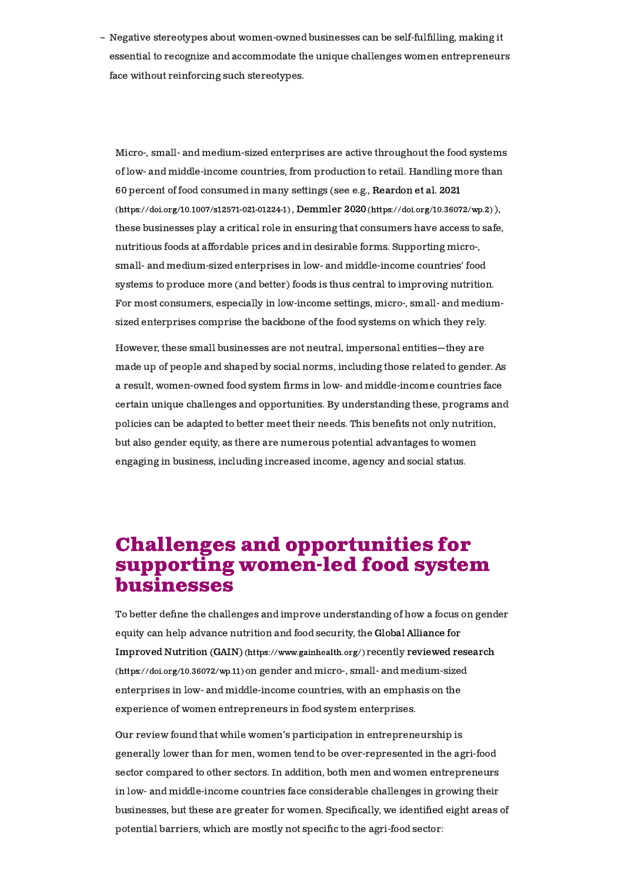- Negative stereotypes about women-owned businesses can be self-fulfilling, making it essential to recognize and accommodate the unique challenges women entrepreneurs face without reinforcing such stereotypes.

Micro-, small- and medium-sized enterprises are active throughout the food systems of low- and middle-income countries, from production to retail. Handling more than 60 percent of food consumed in many settings (see e.g., Reardon et al. 2021 (https://doi.org/10.1007/s12571-021-01224-1), Demmler 2020 (https://doi.org/10.36072/wp.2)), these businesses play a critical role in ensuring that consumers have access to safe, nutritious foods at affordable prices and in desirable forms. Supporting micro-, small- and medium-sized enterprises in low- and middle-income countries' food systems to produce more (and better) foods is thus central to improving nutrition. For most consumers, especially in low-income settings, micro-, small- and medium-sized enterprises comprise the backbone of the food systems on which they rely.

However, these small businesses are not neutral, impersonal entities—they are made up of people and shaped by social norms, including those related to gender. As a result, women-owned food system firms in low- and middle-income countries face certain unique challenges and opportunities. By understanding these, programs and policies can be adapted to better meet their needs. This benefits not only nutrition, but also gender equity, as there are numerous potential advantages to women engaging in business, including increased income, agency and social status.

## Challenges and opportunities for supporting women-led food system businesses

To better define the challenges and improve understanding of how a focus on gender equity can help advance nutrition and food security, the Global Alliance for Improved Nutrition (GAIN) (https://www.gainhealth.org/) recently reviewed research (https://doi.org/10.36072/wp.11) on gender and micro-, small- and medium-sized enterprises in low- and middle-income countries, with an emphasis on the experience of women entrepreneurs in food system enterprises.

Our review found that while women's participation in entrepreneurship is generally lower than for men, women tend to be over-represented in the agri-food sector compared to other sectors. In addition, both men and women entrepreneurs in low- and middle-income countries face considerable challenges in growing their businesses, but these are greater for women. Specifically, we identified eight areas of potential barriers, which are mostly not specific to the agri-food sector: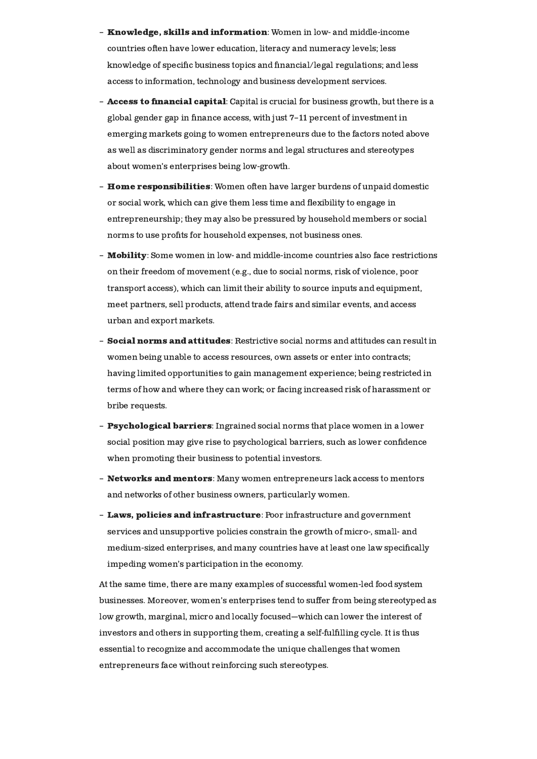- **Knowledge, skills and information**: Women in low- and middle-income countries often have lower education, literacy and numeracy levels; less knowledge of specific business topics and financial/legal regulations; and less access to information, technology and business development services.
- **Access to financial capital**: Capital is crucial for business growth, but there is a global gender gap in finance access, with just 7–11 percent of investment in emerging markets going to women entrepreneurs due to the factors noted above as well as discriminatory gender norms and legal structures and stereotypes about women's enterprises being low-growth.
- **Home responsibilities**: Women often have larger burdens of unpaid domestic or social work, which can give them less time and flexibility to engage in entrepreneurship; they may also be pressured by household members or social norms to use profits for household expenses, not business ones.
- **Mobility**: Some women in low- and middle-income countries also face restrictions on their freedom of movement (e.g., due to social norms, risk of violence, poor transport access), which can limit their ability to source inputs and equipment, meet partners, sell products, attend trade fairs and similar events, and access urban and export markets.
- **Social norms and attitudes**: Restrictive social norms and attitudes can result in women being unable to access resources, own assets or enter into contracts; having limited opportunities to gain management experience; being restricted in terms of how and where they can work; or facing increased risk of harassment or bribe requests.
- **Psychological barriers**: Ingrained social norms that place women in a lower social position may give rise to psychological barriers, such as lower confidence when promoting their business to potential investors.
- **Networks and mentors**: Many women entrepreneurs lack access to mentors and networks of other business owners, particularly women.
- **Laws, policies and infrastructure**: Poor infrastructure and government services and unsupportive policies constrain the growth of micro-, small- and medium-sized enterprises, and many countries have at least one law specifically impeding women's participation in the economy.

At the same time, there are many examples of successful women-led food system businesses. Moreover, women's enterprises tend to suffer from being stereotyped as low growth, marginal, micro and locally focused—which can lower the interest of investors and others in supporting them, creating a self-fulfilling cycle. It is thus essential to recognize and accommodate the unique challenges that women entrepreneurs face without reinforcing such stereotypes.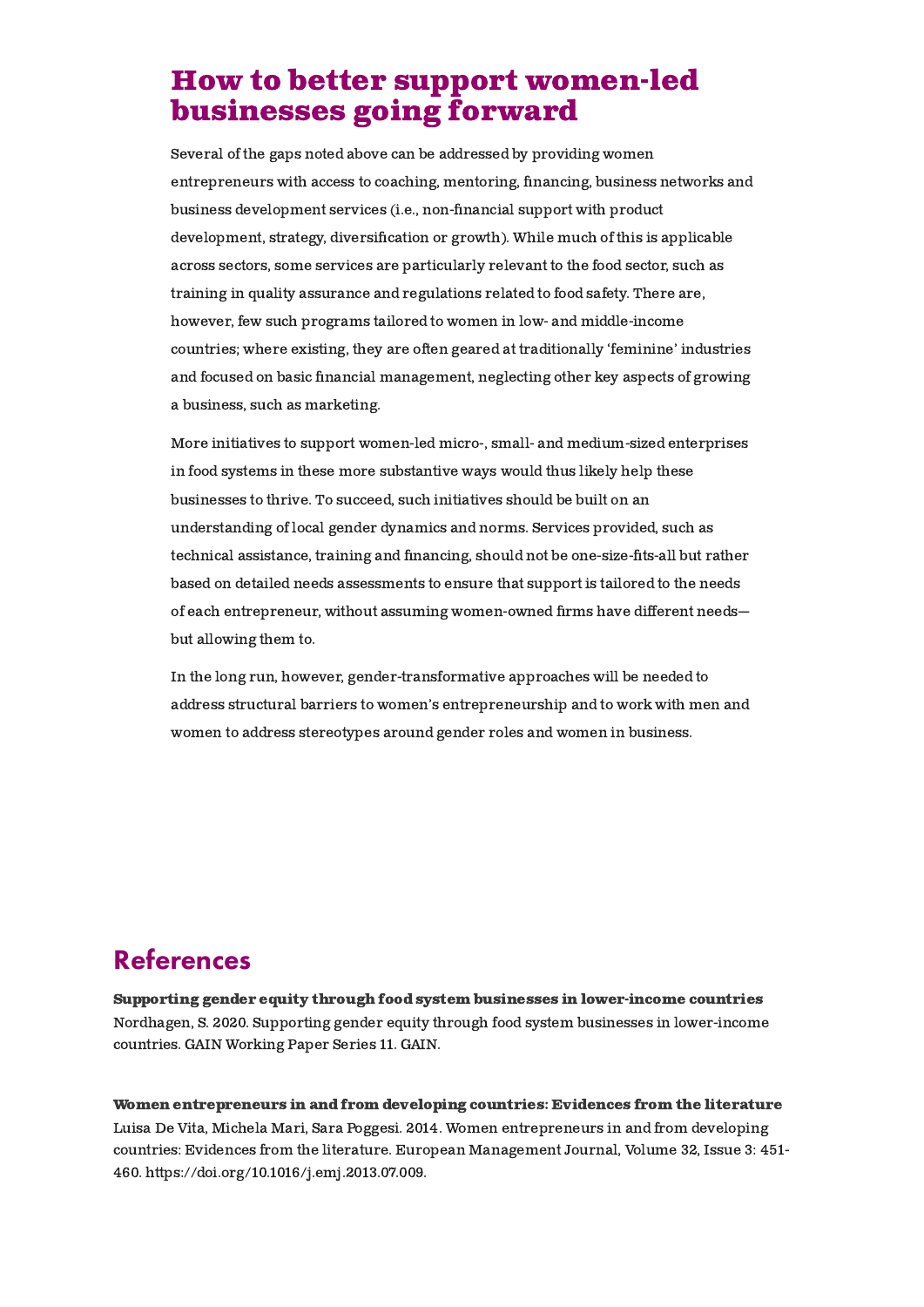# How to better support women-led businesses going forward

Several of the gaps noted above can be addressed by providing women entrepreneurs with access to coaching, mentoring, financing, business networks and business development services (i.e., non-financial support with product development, strategy, diversification or growth). While much of this is applicable across sectors, some services are particularly relevant to the food sector, such as training in quality assurance and regulations related to food safety. There are, however, few such programs tailored to women in low- and middle-income countries; where existing, they are often geared at traditionally 'feminine' industries and focused on basic financial management, neglecting other key aspects of growing a business, such as marketing.

More initiatives to support women-led micro-, small- and medium-sized enterprises in food systems in these more substantive ways would thus likely help these businesses to thrive. To succeed, such initiatives should be built on an understanding of local gender dynamics and norms. Services provided, such as technical assistance, training and financing, should not be one-size-fits-all but rather based on detailed needs assessments to ensure that support is tailored to the needs of each entrepreneur, without assuming women-owned firms have different needs—but allowing them to.

In the long run, however, gender-transformative approaches will be needed to address structural barriers to women's entrepreneurship and to work with men and women to address stereotypes around gender roles and women in business.

## References

**Supporting gender equity through food system businesses in lower-income countries**
Nordhagen, S. 2020. Supporting gender equity through food system businesses in lower-income countries. GAIN Working Paper Series 11. GAIN.

**Women entrepreneurs in and from developing countries: Evidences from the literature**
Luisa De Vita, Michela Mari, Sara Poggesi. 2014. Women entrepreneurs in and from developing countries: Evidences from the literature. European Management Journal, Volume 32, Issue 3: 451-460. https://doi.org/10.1016/j.emj.2013.07.009.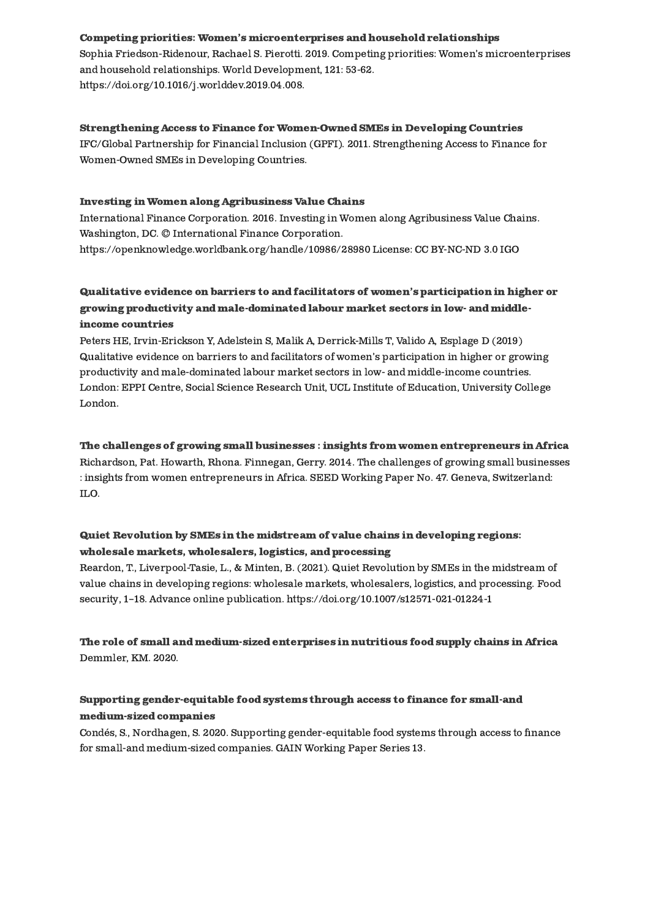**Competing priorities: Women's microenterprises and household relationships**
Sophia Friedson-Ridenour, Rachael S. Pierotti. 2019. Competing priorities: Women's microenterprises and household relationships. World Development, 121: 53-62. https://doi.org/10.1016/j.worlddev.2019.04.008.

**Strengthening Access to Finance for Women-Owned SMEs in Developing Countries**
IFC/Global Partnership for Financial Inclusion (GPFI). 2011. Strengthening Access to Finance for Women-Owned SMEs in Developing Countries.

**Investing in Women along Agribusiness Value Chains**
International Finance Corporation. 2016. Investing in Women along Agribusiness Value Chains. Washington, DC. © International Finance Corporation. https://openknowledge.worldbank.org/handle/10986/28980 License: CC BY-NC-ND 3.0 IGO

**Qualitative evidence on barriers to and facilitators of women's participation in higher or growing productivity and male-dominated labour market sectors in low- and middle-income countries**
Peters HE, Irvin-Erickson Y, Adelstein S, Malik A, Derrick-Mills T, Valido A, Esplage D (2019) Qualitative evidence on barriers to and facilitators of women's participation in higher or growing productivity and male-dominated labour market sectors in low- and middle-income countries. London: EPPI Centre, Social Science Research Unit, UCL Institute of Education, University College London.

**The challenges of growing small businesses : insights from women entrepreneurs in Africa**
Richardson, Pat. Howarth, Rhona. Finnegan, Gerry. 2014. The challenges of growing small businesses : insights from women entrepreneurs in Africa. SEED Working Paper No. 47. Geneva, Switzerland: ILO.

**Quiet Revolution by SMEs in the midstream of value chains in developing regions: wholesale markets, wholesalers, logistics, and processing**
Reardon, T., Liverpool-Tasie, L., & Minten, B. (2021). Quiet Revolution by SMEs in the midstream of value chains in developing regions: wholesale markets, wholesalers, logistics, and processing. Food security, 1–18. Advance online publication. https://doi.org/10.1007/s12571-021-01224-1

**The role of small and medium-sized enterprises in nutritious food supply chains in Africa**
Demmler, KM. 2020.

**Supporting gender-equitable food systems through access to finance for small-and medium-sized companies**
Condés, S., Nordhagen, S. 2020. Supporting gender-equitable food systems through access to finance for small-and medium-sized companies. GAIN Working Paper Series 13.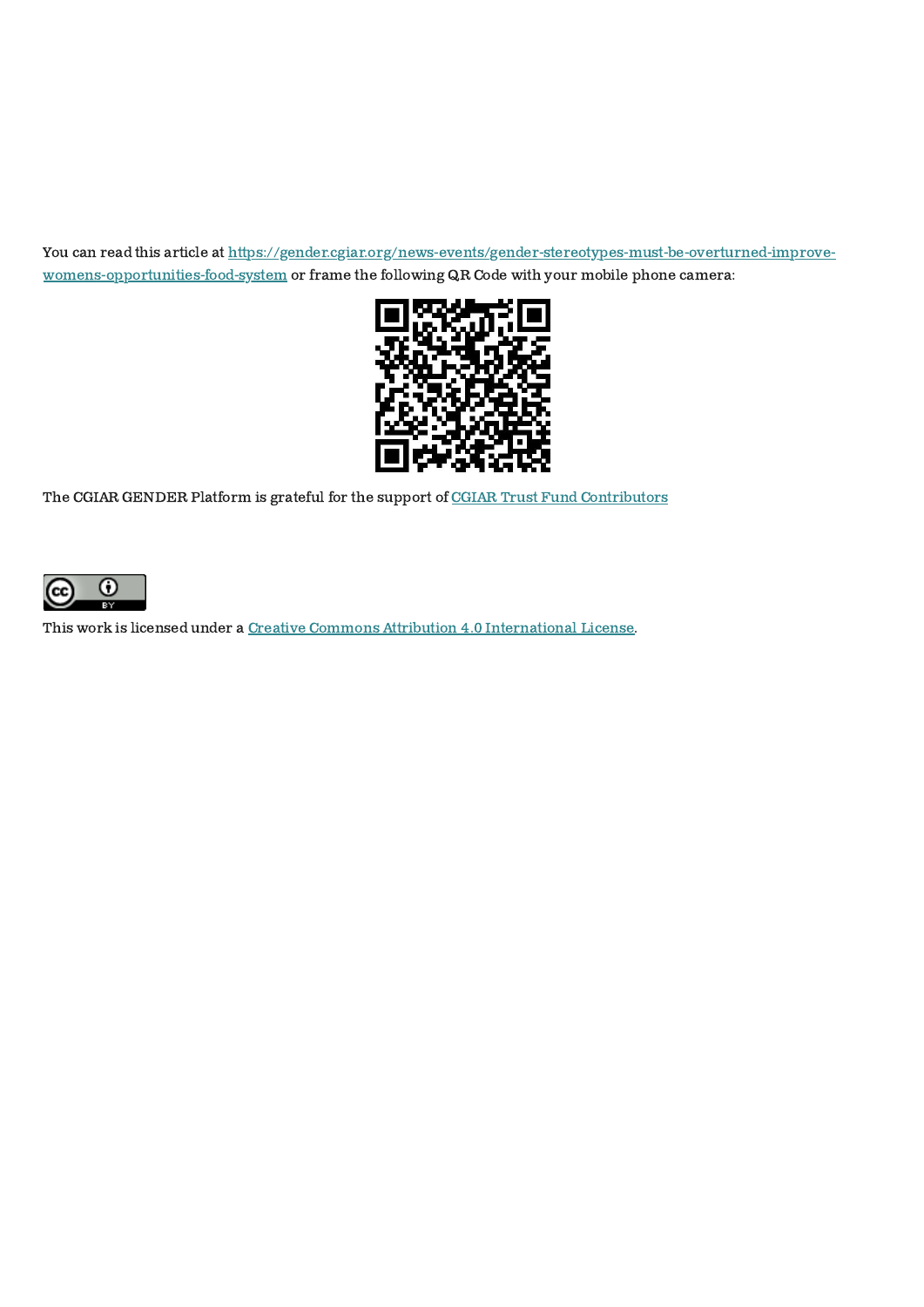You can read this article at [https://gender.cgiar.org/news-events/gender-stereotypes-must-be-overturned-improve-womens-opportunities-food-system](https://gender.cgiar.org/news-events/gender-stereotypes-must-be-overturned-improve-womens-opportunities-food-system) or frame the following QR Code with your mobile phone camera:

The CGIAR GENDER Platform is grateful for the support of [CGIAR Trust Fund Contributors](#)

This work is licensed under a [Creative Commons Attribution 4.0 International License](#).